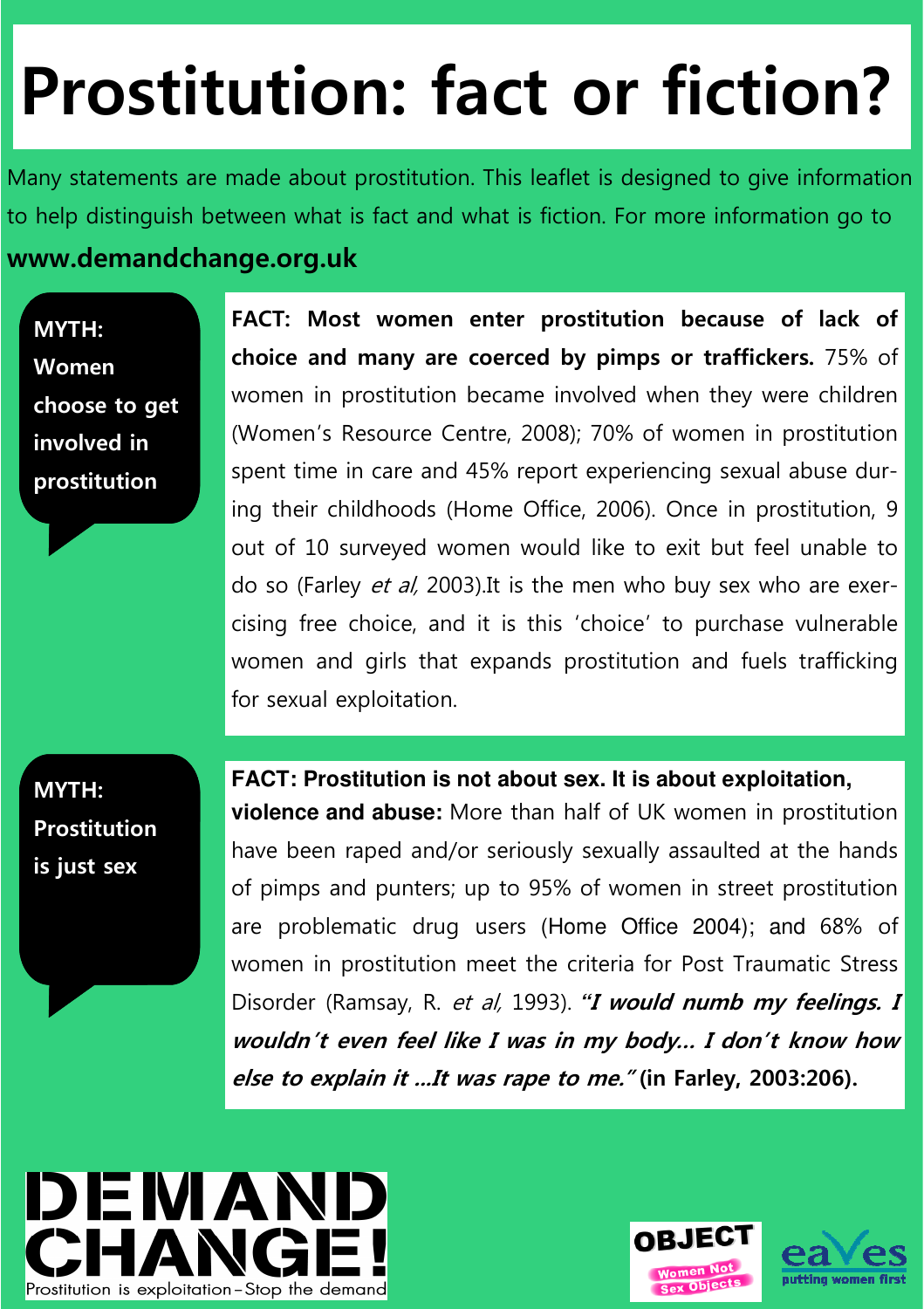# Prostitution: fact or fiction?

Many statements are made about prostitution. This leaflet is designed to give information to help distinguish between what is fact and what is fiction. For more information go to **www.demandchange.org.uk**

**MYTH: Women choose to get involved in prostitution**

**FACT: Most women enter prostitution because of lack of choice and many are coerced by pimps or traffickers.** 75% of women in prostitution became involved when they were children (Women's Resource Centre, 2008); 70% of women in prostitution spent time in care and 45% report experiencing sexual abuse during their childhoods (Home Office, 2006). Once in prostitution, 9 out of 10 surveyed women would like to exit but feel unable to do so (Farley *et al*, 2003).It is the men who buy sex who are exercising free choice, and it is this 'choice' to purchase vulnerable women and girls that expands prostitution and fuels trafficking for sexual exploitation.

**MYTH: Prostitution is just sex**

**FACT: Prostitution is not about sex. It is about exploitation, violence and abuse:** More than half of UK women in prostitution have been raped and/or seriously sexually assaulted at the hands of pimps and punters; up to 95% of women in street prostitution are problematic drug users (Home Office 2004); and 68% of women in prostitution meet the criteria for Post Traumatic Stress Disorder (Ramsay, R. *et al*, 1993). ***"I would numb my feelings. I wouldn't even feel like I was in my body... I don't know how else to explain it ...It was rape to me."*** **(in Farley, 2003:206).**

**DEMAND CHANGE!** Prostitution is exploitation – Stop the demand

OBJECT Women Not Sex Objects

eaves putting women first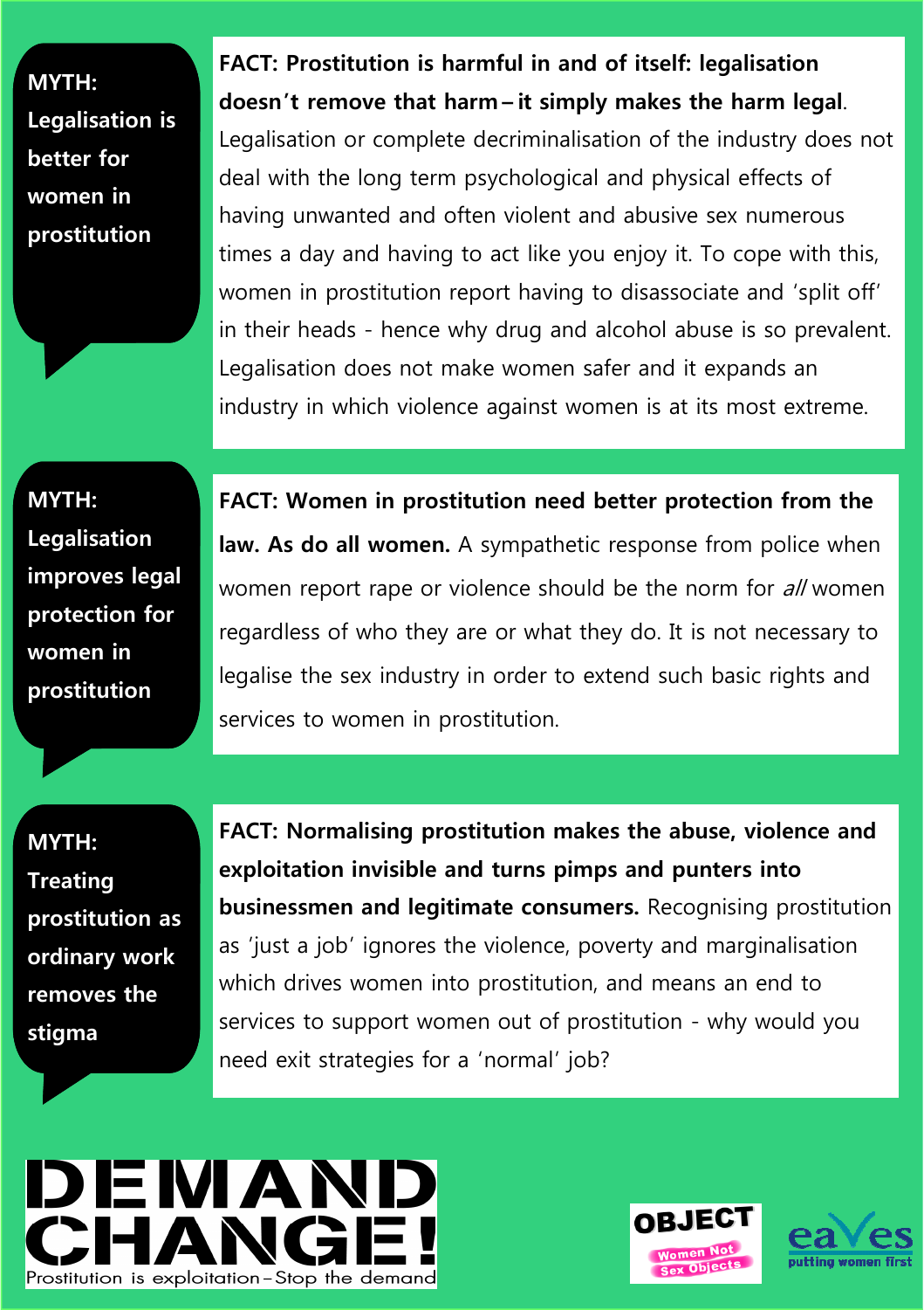**MYTH: Legalisation is better for women in prostitution**

**FACT: Prostitution is harmful in and of itself: legalisation doesn't remove that harm – it simply makes the harm legal**. Legalisation or complete decriminalisation of the industry does not deal with the long term psychological and physical effects of having unwanted and often violent and abusive sex numerous times a day and having to act like you enjoy it. To cope with this, women in prostitution report having to disassociate and 'split off' in their heads - hence why drug and alcohol abuse is so prevalent. Legalisation does not make women safer and it expands an industry in which violence against women is at its most extreme.

**MYTH: Legalisation improves legal protection for women in prostitution**

**FACT: Women in prostitution need better protection from the law. As do all women.** A sympathetic response from police when women report rape or violence should be the norm for *all* women regardless of who they are or what they do. It is not necessary to legalise the sex industry in order to extend such basic rights and services to women in prostitution.

**MYTH: Treating prostitution as ordinary work removes the stigma**

**FACT: Normalising prostitution makes the abuse, violence and exploitation invisible and turns pimps and punters into businessmen and legitimate consumers.** Recognising prostitution as 'just a job' ignores the violence, poverty and marginalisation which drives women into prostitution, and means an end to services to support women out of prostitution - why would you need exit strategies for a 'normal' job?

**DEMAND CHANGE!**
Prostitution is exploitation – Stop the demand

OBJECT – Women Not Sex Objects

eaves – putting women first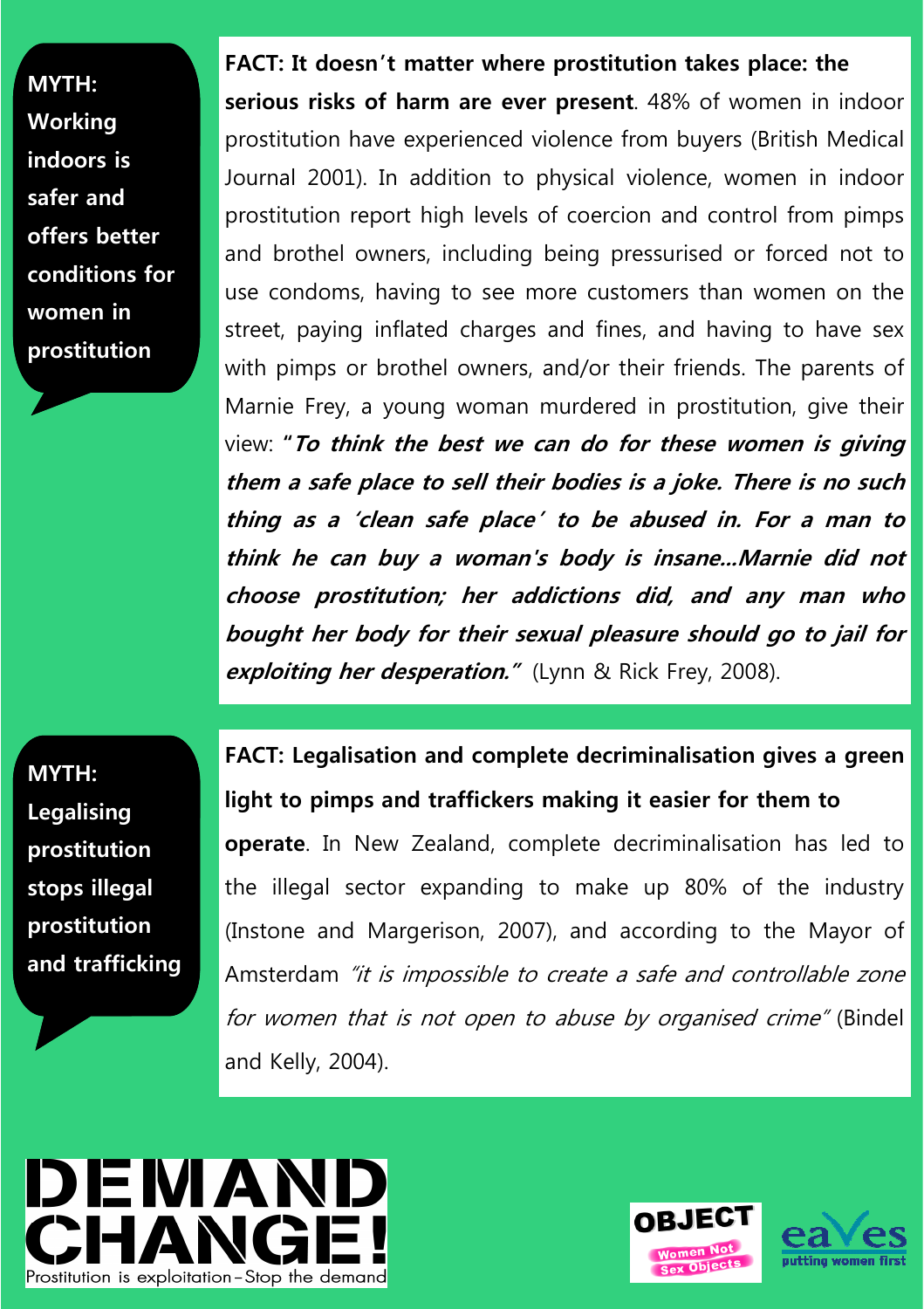**MYTH: Working indoors is safer and offers better conditions for women in prostitution**

**FACT: It doesn't matter where prostitution takes place: the serious risks of harm are ever present**. 48% of women in indoor prostitution have experienced violence from buyers (British Medical Journal 2001). In addition to physical violence, women in indoor prostitution report high levels of coercion and control from pimps and brothel owners, including being pressurised or forced not to use condoms, having to see more customers than women on the street, paying inflated charges and fines, and having to have sex with pimps or brothel owners, and/or their friends. The parents of Marnie Frey, a young woman murdered in prostitution, give their view: "***To think the best we can do for these women is giving them a safe place to sell their bodies is a joke. There is no such thing as a 'clean safe place' to be abused in. For a man to think he can buy a woman's body is insane…Marnie did not choose prostitution; her addictions did, and any man who bought her body for their sexual pleasure should go to jail for exploiting her desperation.***" (Lynn & Rick Frey, 2008).

**MYTH: Legalising prostitution stops illegal prostitution and trafficking**

**FACT: Legalisation and complete decriminalisation gives a green light to pimps and traffickers making it easier for them to operate**. In New Zealand, complete decriminalisation has led to the illegal sector expanding to make up 80% of the industry (Instone and Margerison, 2007), and according to the Mayor of Amsterdam *"it is impossible to create a safe and controllable zone for women that is not open to abuse by organised crime"* (Bindel and Kelly, 2004).

**DEMAND CHANGE!**
Prostitution is exploitation – Stop the demand

OBJECT Women Not Sex Objects

eaves putting women first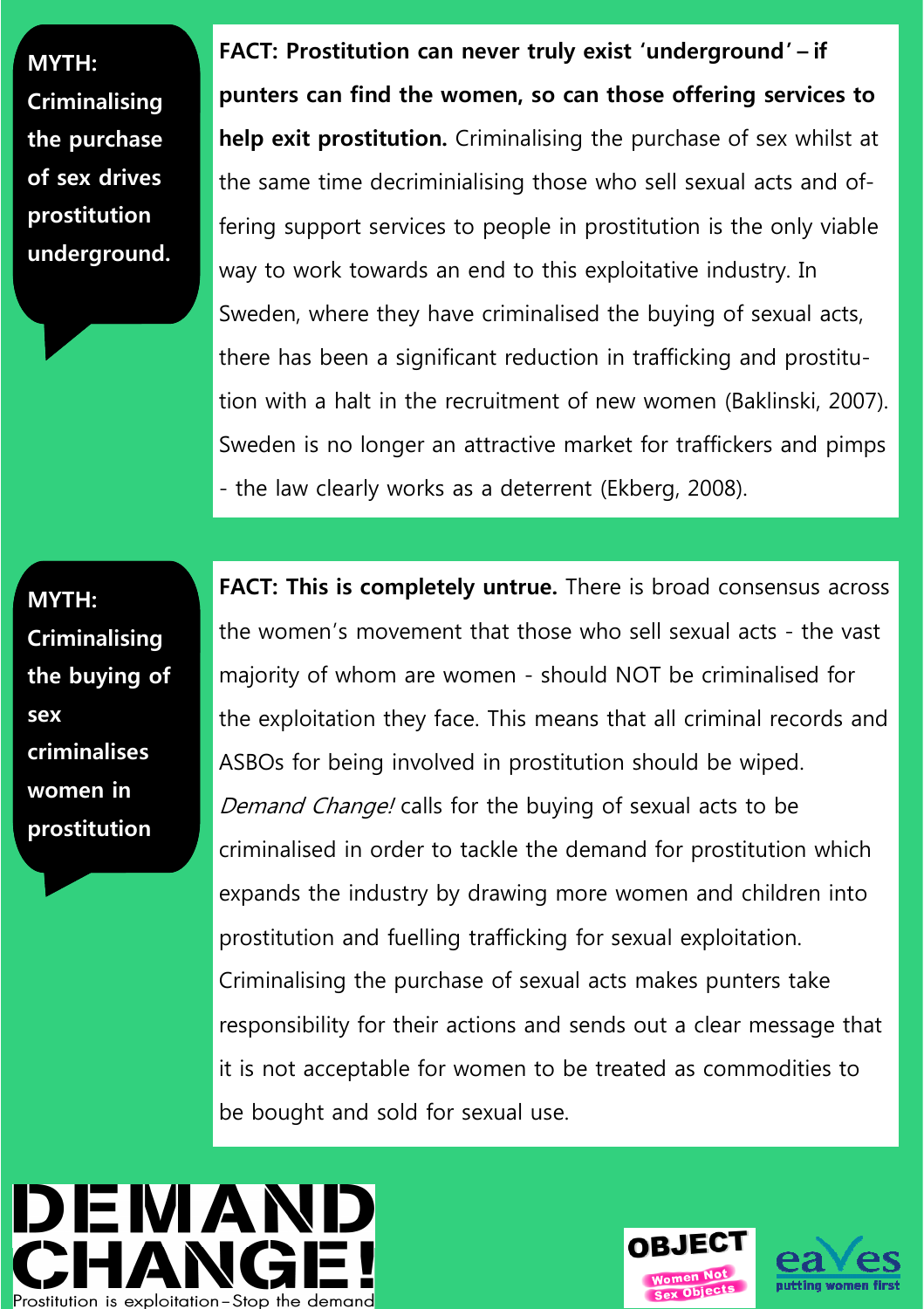**MYTH: Criminalising the purchase of sex drives prostitution underground.**

**FACT: Prostitution can never truly exist 'underground' – if punters can find the women, so can those offering services to help exit prostitution.** Criminalising the purchase of sex whilst at the same time decriminialising those who sell sexual acts and offering support services to people in prostitution is the only viable way to work towards an end to this exploitative industry. In Sweden, where they have criminalised the buying of sexual acts, there has been a significant reduction in trafficking and prostitution with a halt in the recruitment of new women (Baklinski, 2007). Sweden is no longer an attractive market for traffickers and pimps - the law clearly works as a deterrent (Ekberg, 2008).

**MYTH: Criminalising the buying of sex criminalises women in prostitution**

**FACT: This is completely untrue.** There is broad consensus across the women's movement that those who sell sexual acts - the vast majority of whom are women - should NOT be criminalised for the exploitation they face. This means that all criminal records and ASBOs for being involved in prostitution should be wiped. *Demand Change!* calls for the buying of sexual acts to be criminalised in order to tackle the demand for prostitution which expands the industry by drawing more women and children into prostitution and fuelling trafficking for sexual exploitation. Criminalising the purchase of sexual acts makes punters take responsibility for their actions and sends out a clear message that it is not acceptable for women to be treated as commodities to be bought and sold for sexual use.

DEMAND CHANGE!
Prostitution is exploitation – Stop the demand

OBJECT Women Not Sex Objects

eaves putting women first